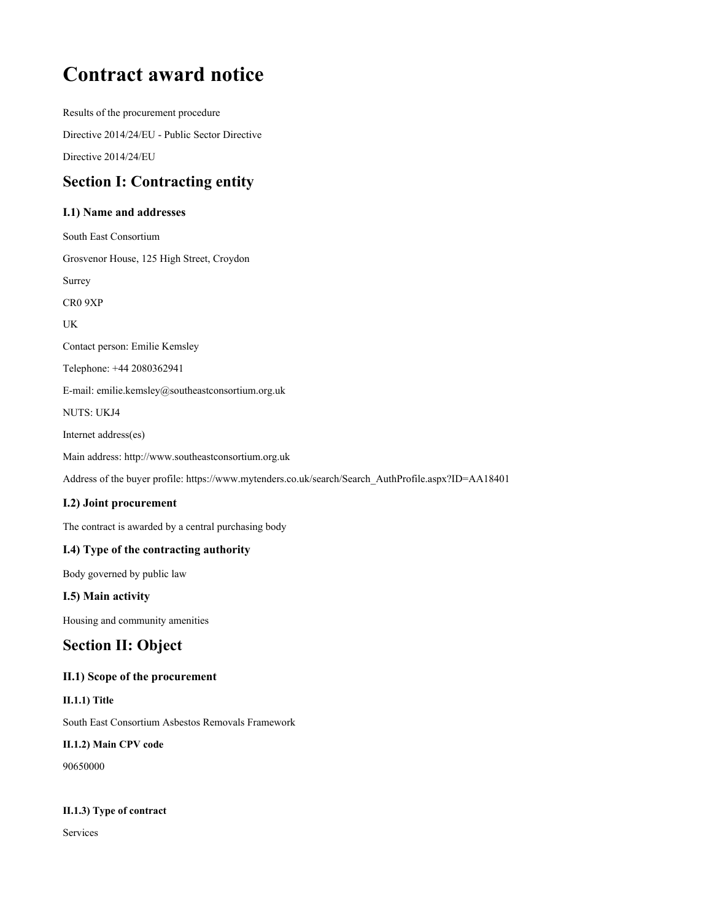# Contract award notice

Results of the procurement procedure

Directive 2014/24/EU - Public Sector Directive

Directive 2014/24/EU

## Section I: Contracting entity

### I.1) Name and addresses

South East Consortium

Grosvenor House, 125 High Street, Croydon

Surrey

CR0 9XP

UK

Contact person: Emilie Kemsley

Telephone: +44 2080362941

E-mail: emilie.kemsley@southeastconsortium.org.uk

NUTS: UKJ4

Internet address(es)

Main address: http://www.southeastconsortium.org.uk

Address of the buyer profile: https://www.mytenders.co.uk/search/Search_AuthProfile.aspx?ID=AA18401

### I.2) Joint procurement

The contract is awarded by a central purchasing body

### I.4) Type of the contracting authority

Body governed by public law

### I.5) Main activity

Housing and community amenities

## Section II: Object

### II.1) Scope of the procurement

#### II.1.1) Title

South East Consortium Asbestos Removals Framework

#### II.1.2) Main CPV code

90650000

#### II.1.3) Type of contract

Services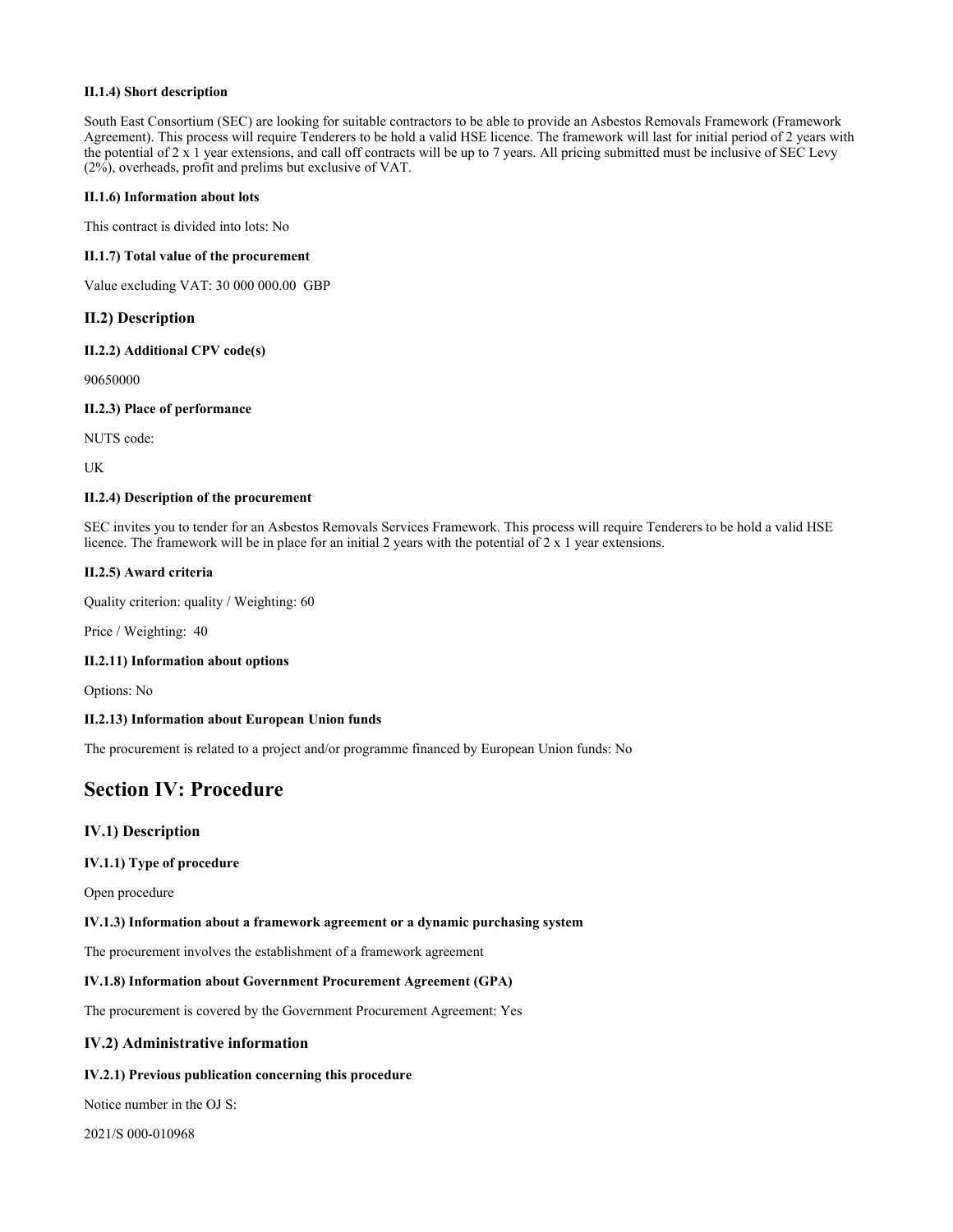#### II.1.4) Short description

South East Consortium (SEC) are looking for suitable contractors to be able to provide an Asbestos Removals Framework (Framework Agreement). This process will require Tenderers to be hold a valid HSE licence. The framework will last for initial period of 2 years with the potential of 2 x 1 year extensions, and call off contracts will be up to 7 years. All pricing submitted must be inclusive of SEC Levy (2%), overheads, profit and prelims but exclusive of VAT.

#### II.1.6) Information about lots

This contract is divided into lots: No

#### II.1.7) Total value of the procurement

Value excluding VAT: 30 000 000.00 GBP

### II.2) Description

#### II.2.2) Additional CPV code(s)

90650000

#### II.2.3) Place of performance

NUTS code:

UK

#### II.2.4) Description of the procurement

SEC invites you to tender for an Asbestos Removals Services Framework. This process will require Tenderers to be hold a valid HSE licence. The framework will be in place for an initial 2 years with the potential of 2 x 1 year extensions.

#### II.2.5) Award criteria

Quality criterion: quality / Weighting: 60

Price / Weighting: 40

#### II.2.11) Information about options

Options: No

#### II.2.13) Information about European Union funds

The procurement is related to a project and/or programme financed by European Union funds: No

## Section IV: Procedure

### IV.1) Description

#### IV.1.1) Type of procedure

Open procedure

#### IV.1.3) Information about a framework agreement or a dynamic purchasing system

The procurement involves the establishment of a framework agreement

#### IV.1.8) Information about Government Procurement Agreement (GPA)

The procurement is covered by the Government Procurement Agreement: Yes

### IV.2) Administrative information

#### IV.2.1) Previous publication concerning this procedure

Notice number in the OJ S:

2021/S 000-010968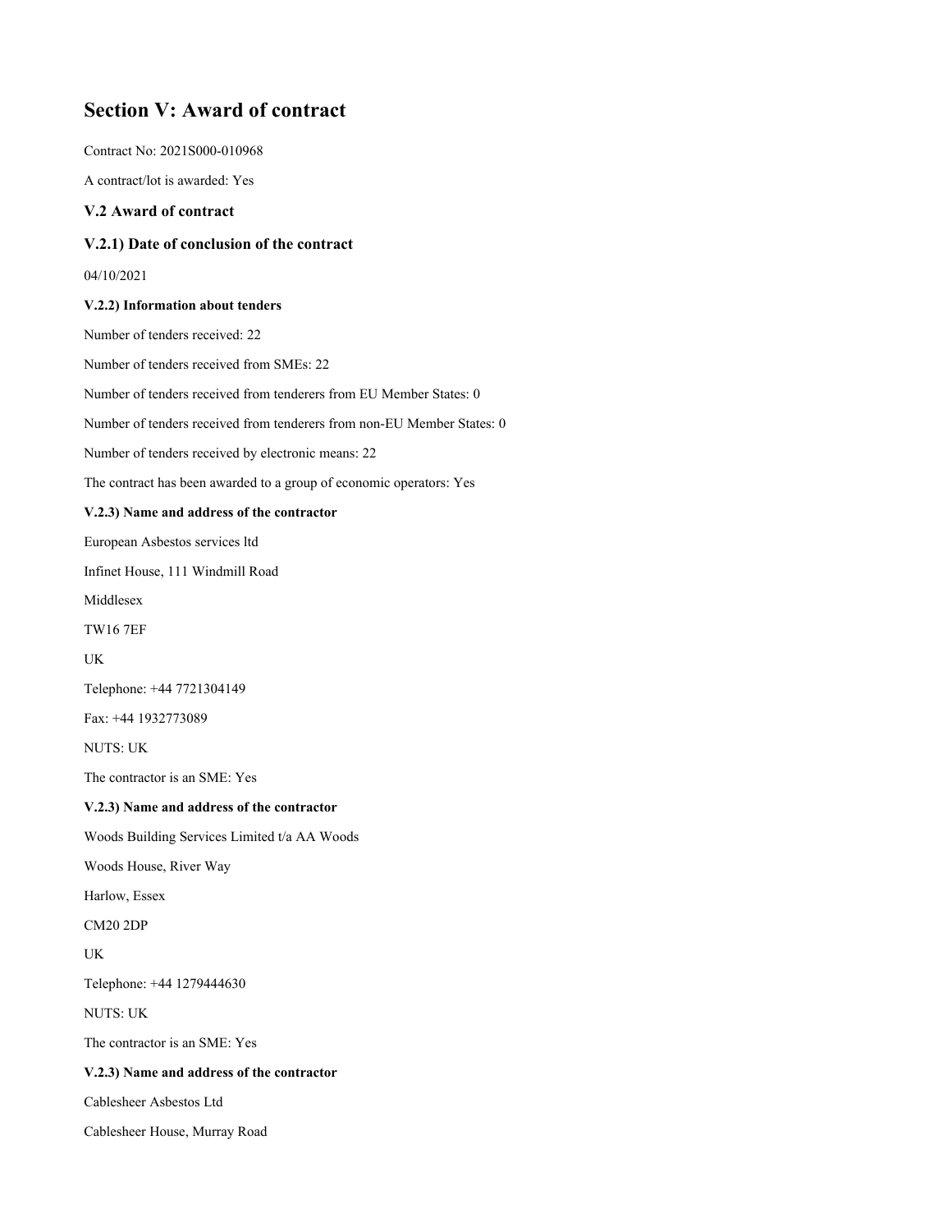## Section V: Award of contract

Contract No: 2021S000-010968

A contract/lot is awarded: Yes

### V.2 Award of contract

### V.2.1) Date of conclusion of the contract

04/10/2021

#### V.2.2) Information about tenders

Number of tenders received: 22

Number of tenders received from SMEs: 22

Number of tenders received from tenderers from EU Member States: 0

Number of tenders received from tenderers from non-EU Member States: 0

Number of tenders received by electronic means: 22

The contract has been awarded to a group of economic operators: Yes

#### V.2.3) Name and address of the contractor

European Asbestos services ltd

Infinet House, 111 Windmill Road

Middlesex

TW16 7EF

UK

Telephone: +44 7721304149

Fax: +44 1932773089

NUTS: UK

The contractor is an SME: Yes

#### V.2.3) Name and address of the contractor

Woods Building Services Limited t/a AA Woods

Woods House, River Way

Harlow, Essex

CM20 2DP

UK

Telephone: +44 1279444630

NUTS: UK

The contractor is an SME: Yes

#### V.2.3) Name and address of the contractor

Cablesheer Asbestos Ltd

Cablesheer House, Murray Road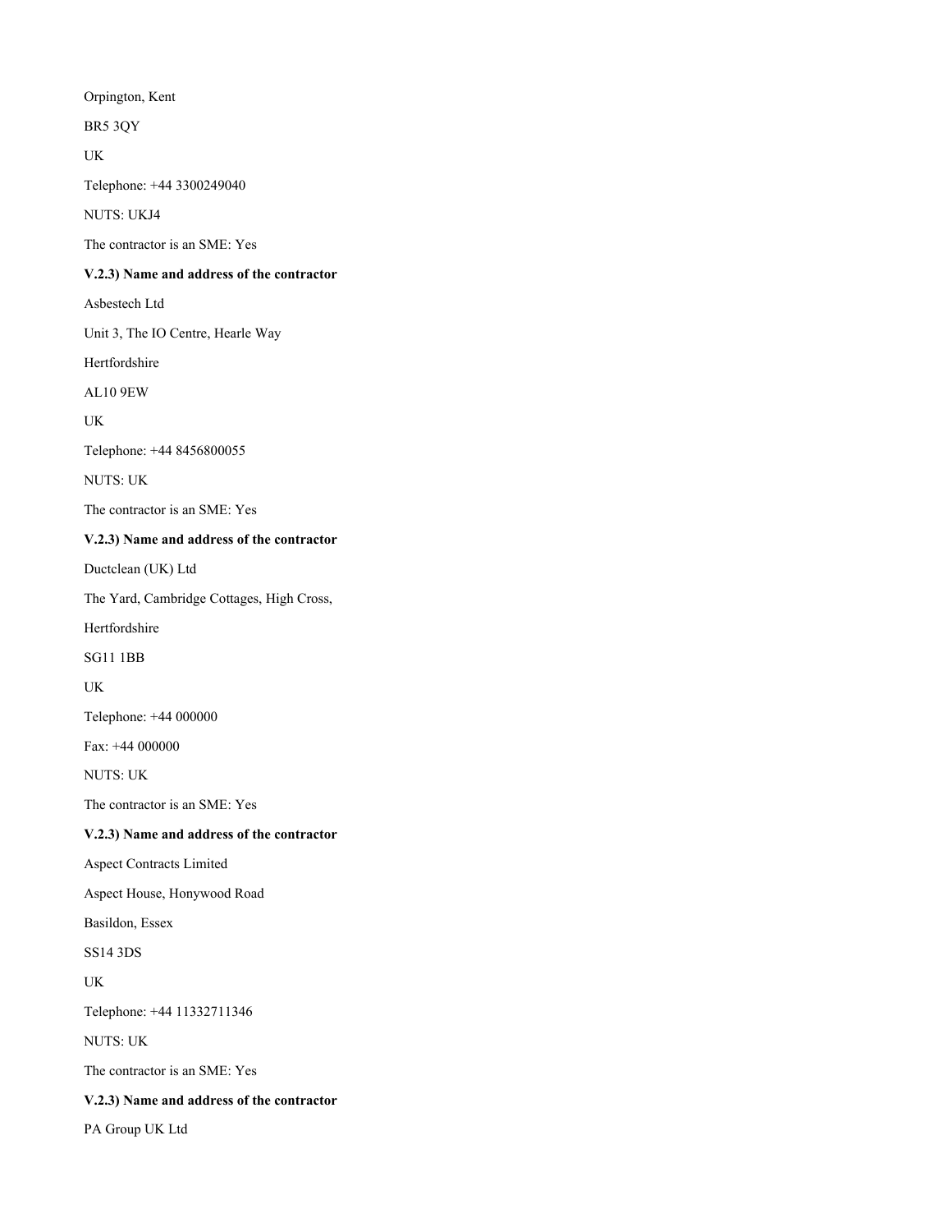Orpington, Kent

BR5 3QY

UK

Telephone: +44 3300249040

NUTS: UKJ4

The contractor is an SME: Yes

**V.2.3) Name and address of the contractor**

Asbestech Ltd

Unit 3, The IO Centre, Hearle Way

Hertfordshire

AL10 9EW

UK

Telephone: +44 8456800055

NUTS: UK

The contractor is an SME: Yes

**V.2.3) Name and address of the contractor**

Ductclean (UK) Ltd

The Yard, Cambridge Cottages, High Cross,

Hertfordshire

SG11 1BB

UK

Telephone: +44 000000

Fax: +44 000000

NUTS: UK

The contractor is an SME: Yes

**V.2.3) Name and address of the contractor**

Aspect Contracts Limited

Aspect House, Honywood Road

Basildon, Essex

SS14 3DS

UK

Telephone: +44 11332711346

NUTS: UK

The contractor is an SME: Yes

**V.2.3) Name and address of the contractor**

PA Group UK Ltd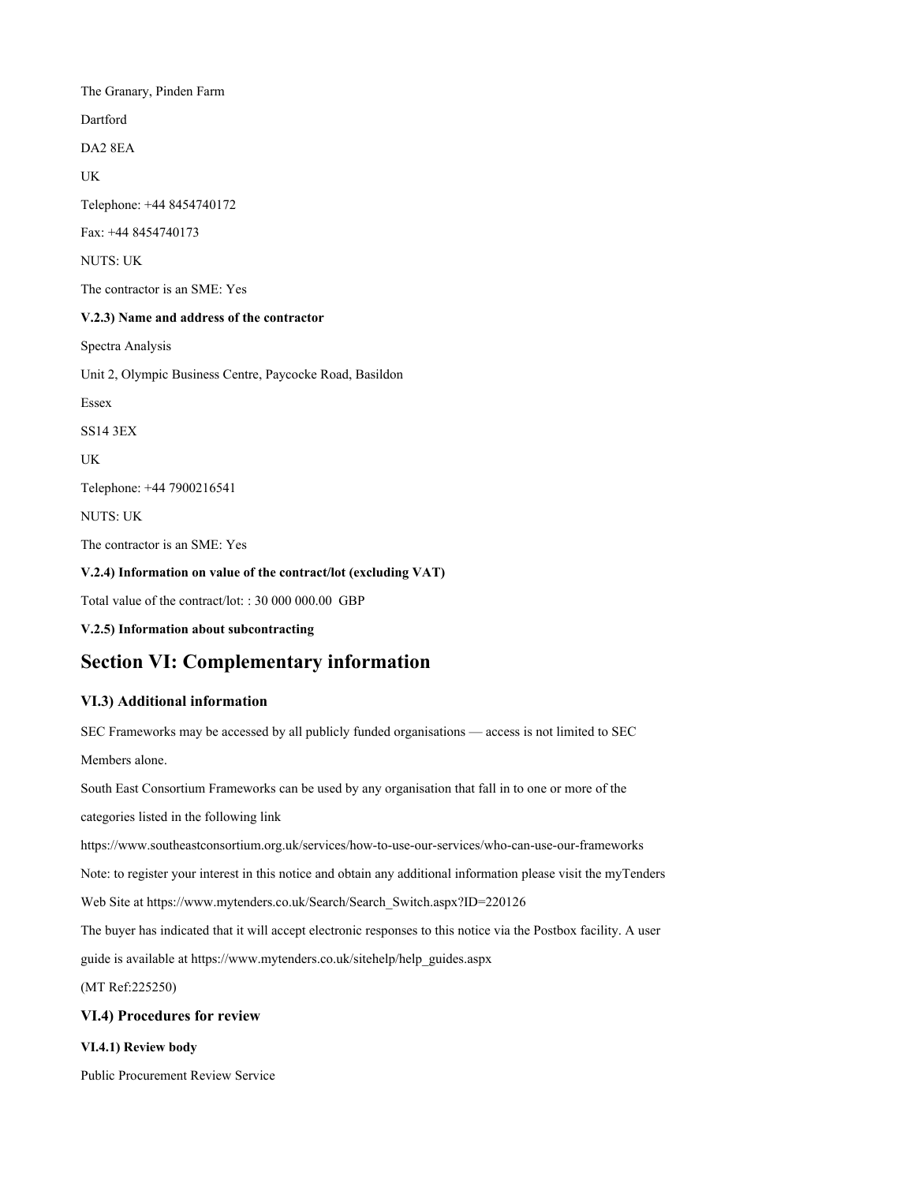The Granary, Pinden Farm

Dartford

DA2 8EA

UK

Telephone: +44 8454740172

Fax: +44 8454740173

NUTS: UK

The contractor is an SME: Yes

**V.2.3) Name and address of the contractor**

Spectra Analysis

Unit 2, Olympic Business Centre, Paycocke Road, Basildon

Essex

SS14 3EX

UK

Telephone: +44 7900216541

NUTS: UK

The contractor is an SME: Yes

**V.2.4) Information on value of the contract/lot (excluding VAT)**

Total value of the contract/lot: : 30 000 000.00 GBP

**V.2.5) Information about subcontracting**

## Section VI: Complementary information

### VI.3) Additional information

SEC Frameworks may be accessed by all publicly funded organisations — access is not limited to SEC Members alone.

South East Consortium Frameworks can be used by any organisation that fall in to one or more of the categories listed in the following link

https://www.southeastconsortium.org.uk/services/how-to-use-our-services/who-can-use-our-frameworks

Note: to register your interest in this notice and obtain any additional information please visit the myTenders Web Site at https://www.mytenders.co.uk/Search/Search_Switch.aspx?ID=220126

The buyer has indicated that it will accept electronic responses to this notice via the Postbox facility. A user guide is available at https://www.mytenders.co.uk/sitehelp/help_guides.aspx

(MT Ref:225250)

### VI.4) Procedures for review

**VI.4.1) Review body**

Public Procurement Review Service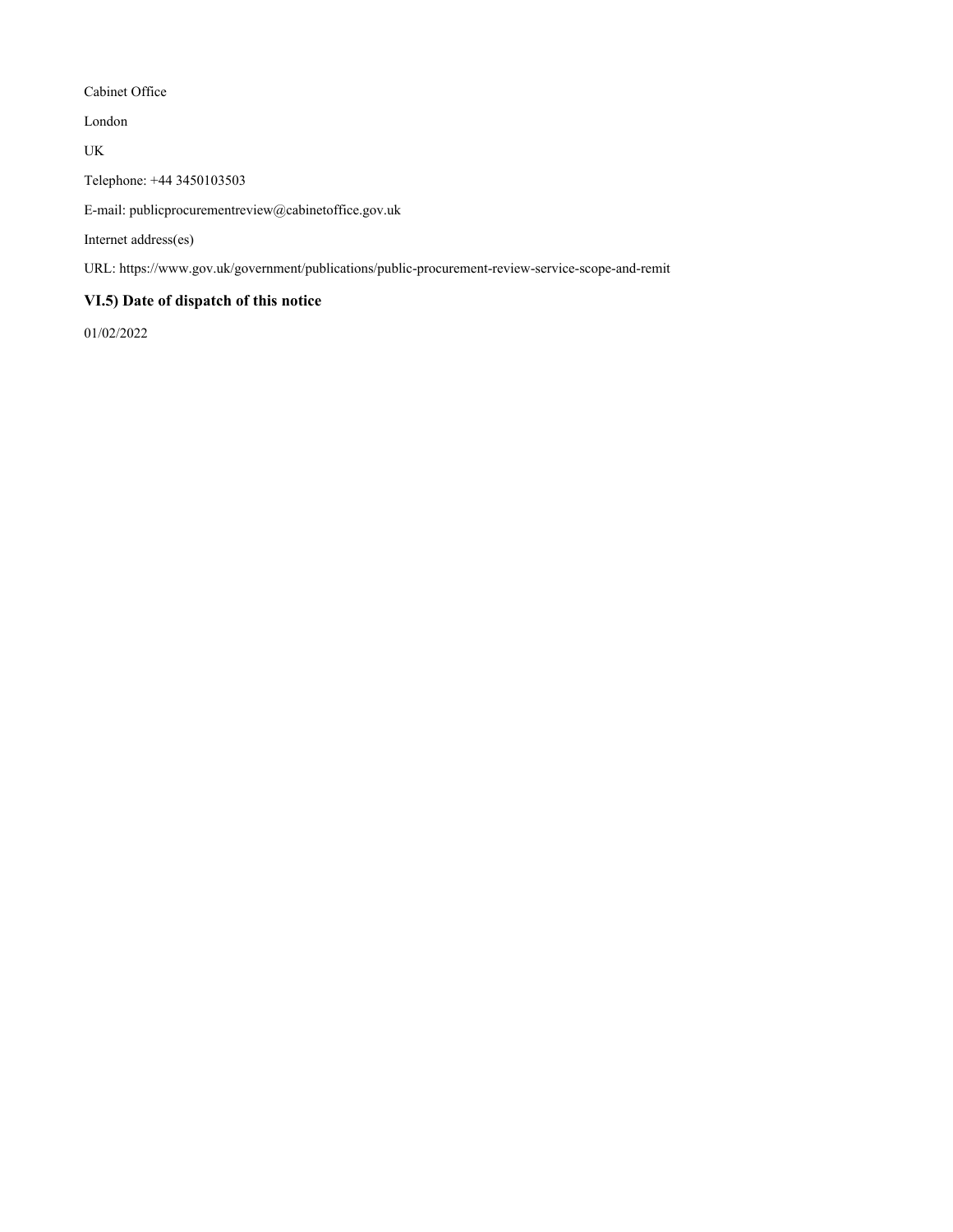Cabinet Office

London

UK

Telephone: +44 3450103503

E-mail: publicprocurementreview@cabinetoffice.gov.uk

Internet address(es)

URL: https://www.gov.uk/government/publications/public-procurement-review-service-scope-and-remit

### VI.5) Date of dispatch of this notice

01/02/2022